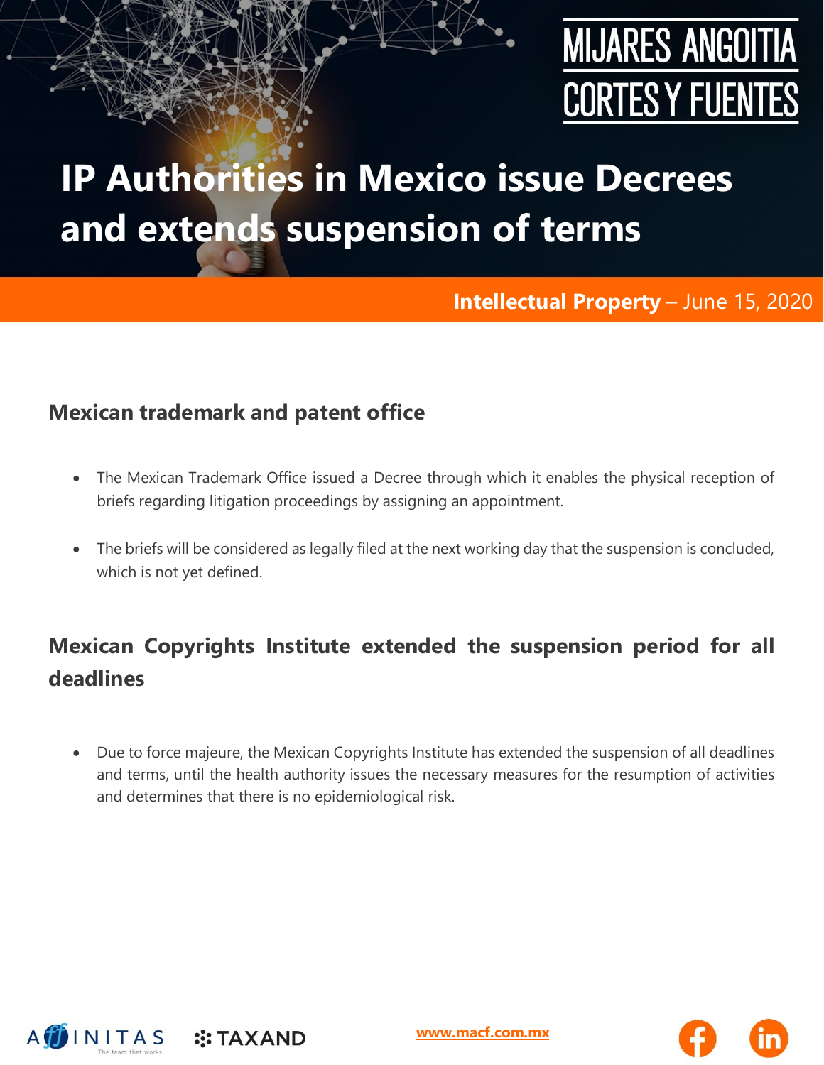MIJARES ANGOITIA CORTES Y FUENTES

# IP Authorities in Mexico issue Decrees and extends suspension of terms

**Intellectual Property** – June 15, 2020

## Mexican trademark and patent office

- The Mexican Trademark Office issued a Decree through which it enables the physical reception of briefs regarding litigation proceedings by assigning an appointment.
- The briefs will be considered as legally filed at the next working day that the suspension is concluded, which is not yet defined.

## Mexican Copyrights Institute extended the suspension period for all deadlines

- Due to force majeure, the Mexican Copyrights Institute has extended the suspension of all deadlines and terms, until the health authority issues the necessary measures for the resumption of activities and determines that there is no epidemiological risk.

AFFINITAS The team that works | TAXAND | www.macf.com.mx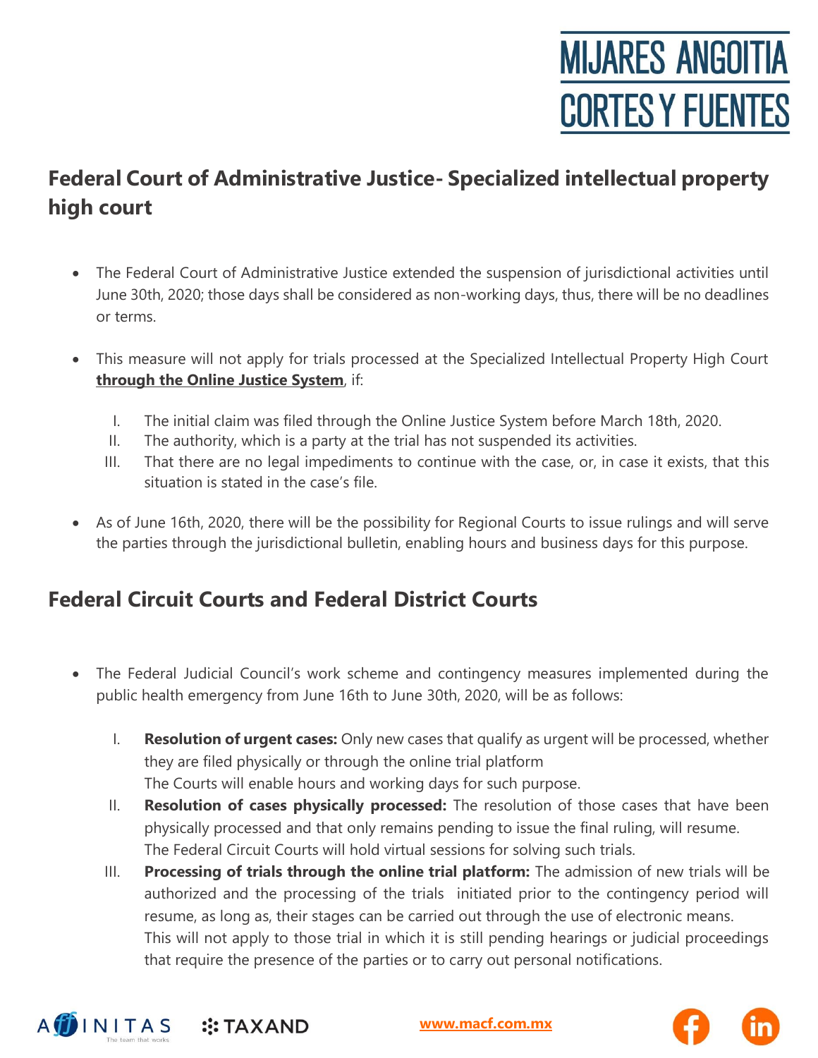## Federal Court of Administrative Justice- Specialized intellectual property high court

- The Federal Court of Administrative Justice extended the suspension of jurisdictional activities until June 30th, 2020; those days shall be considered as non-working days, thus, there will be no deadlines or terms.

- This measure will not apply for trials processed at the Specialized Intellectual Property High Court **through the Online Justice System**, if:

  I. The initial claim was filed through the Online Justice System before March 18th, 2020.
  II. The authority, which is a party at the trial has not suspended its activities.
  III. That there are no legal impediments to continue with the case, or, in case it exists, that this situation is stated in the case's file.

- As of June 16th, 2020, there will be the possibility for Regional Courts to issue rulings and will serve the parties through the jurisdictional bulletin, enabling hours and business days for this purpose.

## Federal Circuit Courts and Federal District Courts

- The Federal Judicial Council's work scheme and contingency measures implemented during the public health emergency from June 16th to June 30th, 2020, will be as follows:

  I. **Resolution of urgent cases:** Only new cases that qualify as urgent will be processed, whether they are filed physically or through the online trial platform
  The Courts will enable hours and working days for such purpose.
  II. **Resolution of cases physically processed:** The resolution of those cases that have been physically processed and that only remains pending to issue the final ruling, will resume.
  The Federal Circuit Courts will hold virtual sessions for solving such trials.
  III. **Processing of trials through the online trial platform:** The admission of new trials will be authorized and the processing of the trials initiated prior to the contingency period will resume, as long as, their stages can be carried out through the use of electronic means.
  This will not apply to those trial in which it is still pending hearings or judicial proceedings that require the presence of the parties or to carry out personal notifications.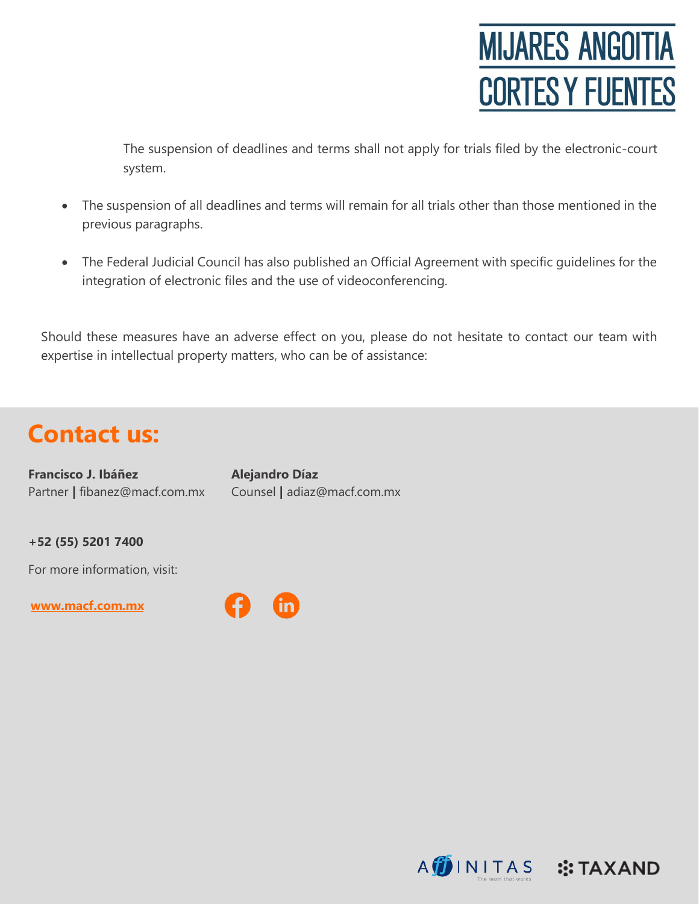The suspension of deadlines and terms shall not apply for trials filed by the electronic-court system.

- The suspension of all deadlines and terms will remain for all trials other than those mentioned in the previous paragraphs.
- The Federal Judicial Council has also published an Official Agreement with specific guidelines for the integration of electronic files and the use of videoconferencing.

Should these measures have an adverse effect on you, please do not hesitate to contact our team with expertise in intellectual property matters, who can be of assistance:

## Contact us:

**Francisco J. Ibáñez**
Partner **|** fibanez@macf.com.mx

**Alejandro Díaz**
Counsel **|** adiaz@macf.com.mx

**+52 (55) 5201 7400**

For more information, visit:

**www.macf.com.mx**